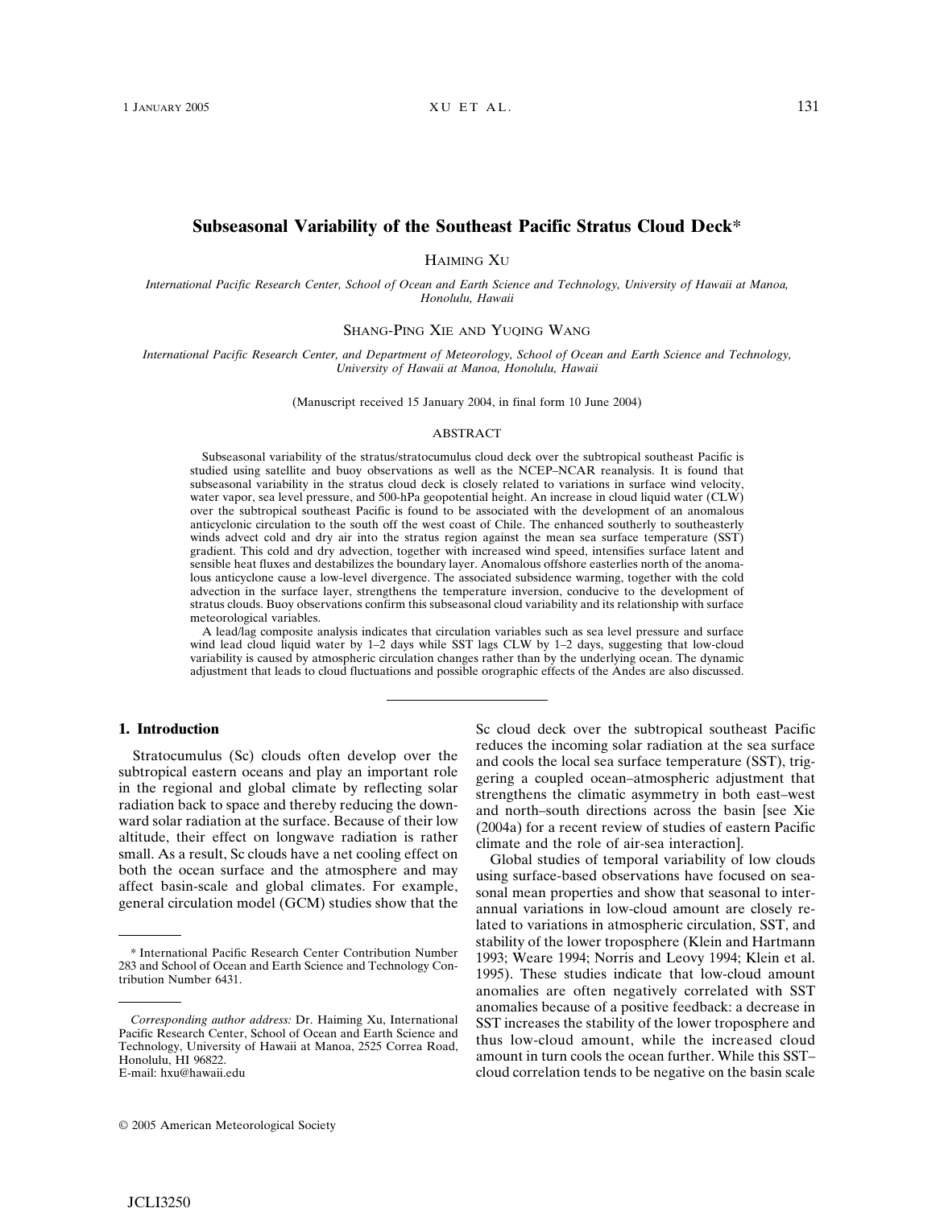# Subseasonal Variability of the Southeast Pacific Stratus Cloud Deck*

HAIMING XU

*International Pacific Research Center, School of Ocean and Earth Science and Technology, University of Hawaii at Manoa, Honolulu, Hawaii*

SHANG-PING XIE AND YUQING WANG

*International Pacific Research Center, and Department of Meteorology, School of Ocean and Earth Science and Technology, University of Hawaii at Manoa, Honolulu, Hawaii*

(Manuscript received 15 January 2004, in final form 10 June 2004)

## ABSTRACT

Subseasonal variability of the stratus/stratocumulus cloud deck over the subtropical southeast Pacific is studied using satellite and buoy observations as well as the NCEP–NCAR reanalysis. It is found that subseasonal variability in the stratus cloud deck is closely related to variations in surface wind velocity, water vapor, sea level pressure, and 500-hPa geopotential height. An increase in cloud liquid water (CLW) over the subtropical southeast Pacific is found to be associated with the development of an anomalous anticyclonic circulation to the south off the west coast of Chile. The enhanced southerly to southeasterly winds advect cold and dry air into the stratus region against the mean sea surface temperature (SST) gradient. This cold and dry advection, together with increased wind speed, intensifies surface latent and sensible heat fluxes and destabilizes the boundary layer. Anomalous offshore easterlies north of the anomalous anticyclone cause a low-level divergence. The associated subsidence warming, together with the cold advection in the surface layer, strengthens the temperature inversion, conducive to the development of stratus clouds. Buoy observations confirm this subseasonal cloud variability and its relationship with surface meteorological variables.

A lead/lag composite analysis indicates that circulation variables such as sea level pressure and surface wind lead cloud liquid water by 1–2 days while SST lags CLW by 1–2 days, suggesting that low-cloud variability is caused by atmospheric circulation changes rather than by the underlying ocean. The dynamic adjustment that leads to cloud fluctuations and possible orographic effects of the Andes are also discussed.

## 1. Introduction

Stratocumulus (Sc) clouds often develop over the subtropical eastern oceans and play an important role in the regional and global climate by reflecting solar radiation back to space and thereby reducing the downward solar radiation at the surface. Because of their low altitude, their effect on longwave radiation is rather small. As a result, Sc clouds have a net cooling effect on both the ocean surface and the atmosphere and may affect basin-scale and global climates. For example, general circulation model (GCM) studies show that the Sc cloud deck over the subtropical southeast Pacific reduces the incoming solar radiation at the sea surface and cools the local sea surface temperature (SST), triggering a coupled ocean–atmospheric adjustment that strengthens the climatic asymmetry in both east–west and north–south directions across the basin [see Xie (2004a) for a recent review of studies of eastern Pacific climate and the role of air-sea interaction].

Global studies of temporal variability of low clouds using surface-based observations have focused on seasonal mean properties and show that seasonal to interannual variations in low-cloud amount are closely related to variations in atmospheric circulation, SST, and stability of the lower troposphere (Klein and Hartmann 1993; Weare 1994; Norris and Leovy 1994; Klein et al. 1995). These studies indicate that low-cloud amount anomalies are often negatively correlated with SST anomalies because of a positive feedback: a decrease in SST increases the stability of the lower troposphere and thus low-cloud amount, while the increased cloud amount in turn cools the ocean further. While this SST–cloud correlation tends to be negative on the basin scale

---

* International Pacific Research Center Contribution Number 283 and School of Ocean and Earth Science and Technology Contribution Number 6431.

*Corresponding author address:* Dr. Haiming Xu, International Pacific Research Center, School of Ocean and Earth Science and Technology, University of Hawaii at Manoa, 2525 Correa Road, Honolulu, HI 96822.
E-mail: hxu@hawaii.edu

© 2005 American Meteorological Society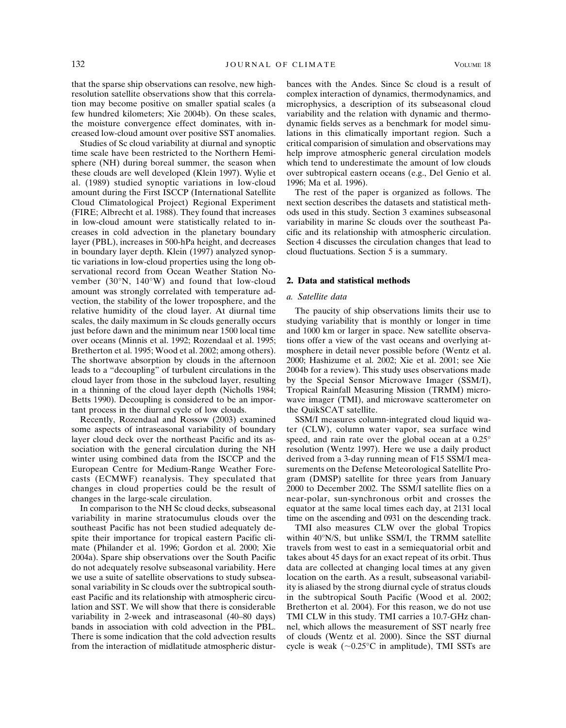that the sparse ship observations can resolve, new high-resolution satellite observations show that this correlation may become positive on smaller spatial scales (a few hundred kilometers; Xie 2004b). On these scales, the moisture convergence effect dominates, with increased low-cloud amount over positive SST anomalies.

Studies of Sc cloud variability at diurnal and synoptic time scale have been restricted to the Northern Hemisphere (NH) during boreal summer, the season when these clouds are well developed (Klein 1997). Wylie et al. (1989) studied synoptic variations in low-cloud amount during the First ISCCP (International Satellite Cloud Climatological Project) Regional Experiment (FIRE; Albrecht et al. 1988). They found that increases in low-cloud amount were statistically related to increases in cold advection in the planetary boundary layer (PBL), increases in 500-hPa height, and decreases in boundary layer depth. Klein (1997) analyzed synoptic variations in low-cloud properties using the long observational record from Ocean Weather Station November (30°N, 140°W) and found that low-cloud amount was strongly correlated with temperature advection, the stability of the lower troposphere, and the relative humidity of the cloud layer. At diurnal time scales, the daily maximum in Sc clouds generally occurs just before dawn and the minimum near 1500 local time over oceans (Minnis et al. 1992; Rozendaal et al. 1995; Bretherton et al. 1995; Wood et al. 2002; among others). The shortwave absorption by clouds in the afternoon leads to a "decoupling" of turbulent circulations in the cloud layer from those in the subcloud layer, resulting in a thinning of the cloud layer depth (Nicholls 1984; Betts 1990). Decoupling is considered to be an important process in the diurnal cycle of low clouds.

Recently, Rozendaal and Rossow (2003) examined some aspects of intraseasonal variability of boundary layer cloud deck over the northeast Pacific and its association with the general circulation during the NH winter using combined data from the ISCCP and the European Centre for Medium-Range Weather Forecasts (ECMWF) reanalysis. They speculated that changes in cloud properties could be the result of changes in the large-scale circulation.

In comparison to the NH Sc cloud decks, subseasonal variability in marine stratocumulus clouds over the southeast Pacific has not been studied adequately despite their importance for tropical eastern Pacific climate (Philander et al. 1996; Gordon et al. 2000; Xie 2004a). Spare ship observations over the South Pacific do not adequately resolve subseasonal variability. Here we use a suite of satellite observations to study subseasonal variability in Sc clouds over the subtropical southeast Pacific and its relationship with atmospheric circulation and SST. We will show that there is considerable variability in 2-week and intraseasonal (40–80 days) bands in association with cold advection in the PBL. There is some indication that the cold advection results from the interaction of midlatitude atmospheric disturbances with the Andes. Since Sc cloud is a result of complex interaction of dynamics, thermodynamics, and microphysics, a description of its subseasonal cloud variability and the relation with dynamic and thermodynamic fields serves as a benchmark for model simulations in this climatically important region. Such a critical comparision of simulation and observations may help improve atmospheric general circulation models which tend to underestimate the amount of low clouds over subtropical eastern oceans (e.g., Del Genio et al. 1996; Ma et al. 1996).

The rest of the paper is organized as follows. The next section describes the datasets and statistical methods used in this study. Section 3 examines subseasonal variability in marine Sc clouds over the southeast Pacific and its relationship with atmospheric circulation. Section 4 discusses the circulation changes that lead to cloud fluctuations. Section 5 is a summary.

## 2. Data and statistical methods

### *a. Satellite data*

The paucity of ship observations limits their use to studying variability that is monthly or longer in time and 1000 km or larger in space. New satellite observations offer a view of the vast oceans and overlying atmosphere in detail never possible before (Wentz et al. 2000; Hashizume et al. 2002; Xie et al. 2001; see Xie 2004b for a review). This study uses observations made by the Special Sensor Microwave Imager (SSM/I), Tropical Rainfall Measuring Mission (TRMM) microwave imager (TMI), and microwave scatterometer on the QuikSCAT satellite.

SSM/I measures column-integrated cloud liquid water (CLW), column water vapor, sea surface wind speed, and rain rate over the global ocean at a 0.25° resolution (Wentz 1997). Here we use a daily product derived from a 3-day running mean of F15 SSM/I measurements on the Defense Meteorological Satellite Program (DMSP) satellite for three years from January 2000 to December 2002. The SSM/I satellite flies on a near-polar, sun-synchronous orbit and crosses the equator at the same local times each day, at 2131 local time on the ascending and 0931 on the descending track.

TMI also measures CLW over the global Tropics within 40°N/S, but unlike SSM/I, the TRMM satellite travels from west to east in a semiequatorial orbit and takes about 45 days for an exact repeat of its orbit. Thus data are collected at changing local times at any given location on the earth. As a result, subseasonal variability is aliased by the strong diurnal cycle of stratus clouds in the subtropical South Pacific (Wood et al. 2002; Bretherton et al. 2004). For this reason, we do not use TMI CLW in this study. TMI carries a 10.7-GHz channel, which allows the measurement of SST nearly free of clouds (Wentz et al. 2000). Since the SST diurnal cycle is weak (~0.25°C in amplitude), TMI SSTs are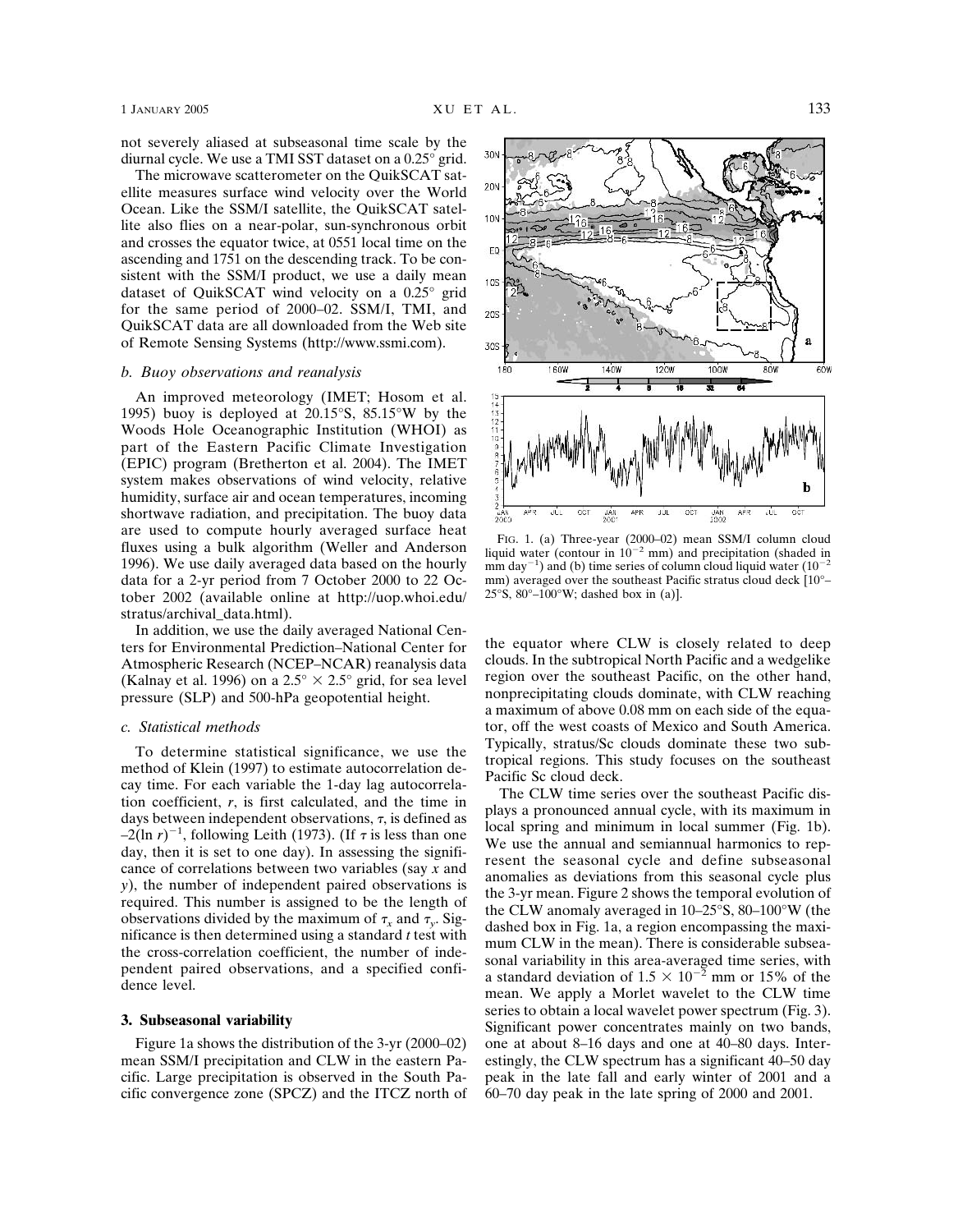not severely aliased at subseasonal time scale by the diurnal cycle. We use a TMI SST dataset on a 0.25° grid.

The microwave scatterometer on the QuikSCAT satellite measures surface wind velocity over the World Ocean. Like the SSM/I satellite, the QuikSCAT satellite also flies on a near-polar, sun-synchronous orbit and crosses the equator twice, at 0551 local time on the ascending and 1751 on the descending track. To be consistent with the SSM/I product, we use a daily mean dataset of QuikSCAT wind velocity on a 0.25° grid for the same period of 2000–02. SSM/I, TMI, and QuikSCAT data are all downloaded from the Web site of Remote Sensing Systems (http://www.ssmi.com).

### *b. Buoy observations and reanalysis*

An improved meteorology (IMET; Hosom et al. 1995) buoy is deployed at 20.15°S, 85.15°W by the Woods Hole Oceanographic Institution (WHOI) as part of the Eastern Pacific Climate Investigation (EPIC) program (Bretherton et al. 2004). The IMET system makes observations of wind velocity, relative humidity, surface air and ocean temperatures, incoming shortwave radiation, and precipitation. The buoy data are used to compute hourly averaged surface heat fluxes using a bulk algorithm (Weller and Anderson 1996). We use daily averaged data based on the hourly data for a 2-yr period from 7 October 2000 to 22 October 2002 (available online at http://uop.whoi.edu/stratus/archival_data.html).

In addition, we use the daily averaged National Centers for Environmental Prediction–National Center for Atmospheric Research (NCEP–NCAR) reanalysis data (Kalnay et al. 1996) on a $2.5° \times 2.5°$ grid, for sea level pressure (SLP) and 500-hPa geopotential height.

### *c. Statistical methods*

To determine statistical significance, we use the method of Klein (1997) to estimate autocorrelation decay time. For each variable the 1-day lag autocorrelation coefficient, $r$, is first calculated, and the time in days between independent observations, $\tau$, is defined as $-2(\ln r)^{-1}$, following Leith (1973). (If $\tau$ is less than one day, then it is set to one day). In assessing the significance of correlations between two variables (say $x$ and $y$), the number of independent paired observations is required. This number is assigned to be the length of observations divided by the maximum of $\tau_x$ and $\tau_y$. Significance is then determined using a standard $t$ test with the cross-correlation coefficient, the number of independent paired observations, and a specified confidence level.

## 3. Subseasonal variability

Figure 1a shows the distribution of the 3-yr (2000–02) mean SSM/I precipitation and CLW in the eastern Pacific. Large precipitation is observed in the South Pacific convergence zone (SPCZ) and the ITCZ north of the equator where CLW is closely related to deep clouds. In the subtropical North Pacific and a wedgelike region over the southeast Pacific, on the other hand, nonprecipitating clouds dominate, with CLW reaching a maximum of above 0.08 mm on each side of the equator, off the west coasts of Mexico and South America. Typically, stratus/Sc clouds dominate these two subtropical regions. This study focuses on the southeast Pacific Sc cloud deck.

FIG. 1. (a) Three-year (2000–02) mean SSM/I column cloud liquid water (contour in $10^{-2}$ mm) and precipitation (shaded in mm day$^{-1}$) and (b) time series of column cloud liquid water ($10^{-2}$ mm) averaged over the southeast Pacific stratus cloud deck [10°–25°S, 80°–100°W; dashed box in (a)].

The CLW time series over the southeast Pacific displays a pronounced annual cycle, with its maximum in local spring and minimum in local summer (Fig. 1b). We use the annual and semiannual harmonics to represent the seasonal cycle and define subseasonal anomalies as deviations from this seasonal cycle plus the 3-yr mean. Figure 2 shows the temporal evolution of the CLW anomaly averaged in 10–25°S, 80–100°W (the dashed box in Fig. 1a, a region encompassing the maximum CLW in the mean). There is considerable subseasonal variability in this area-averaged time series, with a standard deviation of $1.5 \times 10^{-2}$ mm or 15% of the mean. We apply a Morlet wavelet to the CLW time series to obtain a local wavelet power spectrum (Fig. 3). Significant power concentrates mainly on two bands, one at about 8–16 days and one at 40–80 days. Interestingly, the CLW spectrum has a significant 40–50 day peak in the late fall and early winter of 2001 and a 60–70 day peak in the late spring of 2000 and 2001.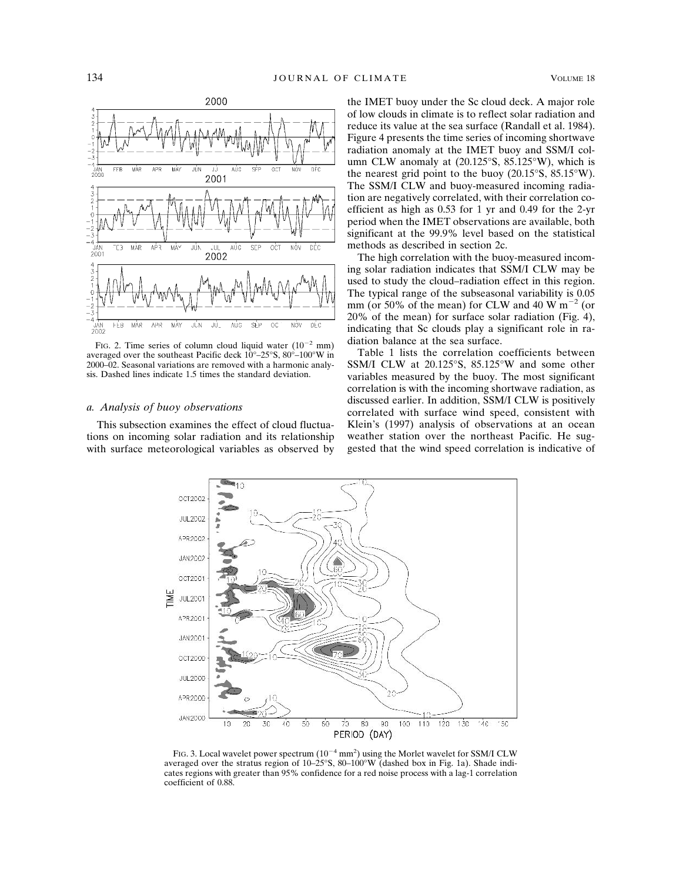FIG. 2. Time series of column cloud liquid water ($10^{-2}$ mm) averaged over the southeast Pacific deck 10°–25°S, 80°–100°W in 2000–02. Seasonal variations are removed with a harmonic analysis. Dashed lines indicate 1.5 times the standard deviation.

### a. Analysis of buoy observations

This subsection examines the effect of cloud fluctuations on incoming solar radiation and its relationship with surface meteorological variables as observed by the IMET buoy under the Sc cloud deck. A major role of low clouds in climate is to reflect solar radiation and reduce its value at the sea surface (Randall et al. 1984). Figure 4 presents the time series of incoming shortwave radiation anomaly at the IMET buoy and SSM/I column CLW anomaly at (20.125°S, 85.125°W), which is the nearest grid point to the buoy (20.15°S, 85.15°W). The SSM/I CLW and buoy-measured incoming radiation are negatively correlated, with their correlation coefficient as high as 0.53 for 1 yr and 0.49 for the 2-yr period when the IMET observations are available, both significant at the 99.9% level based on the statistical methods as described in section 2c.

The high correlation with the buoy-measured incoming solar radiation indicates that SSM/I CLW may be used to study the cloud–radiation effect in this region. The typical range of the subseasonal variability is 0.05 mm (or 50% of the mean) for CLW and 40 W $m^{-2}$ (or 20% of the mean) for surface solar radiation (Fig. 4), indicating that Sc clouds play a significant role in radiation balance at the sea surface.

Table 1 lists the correlation coefficients between SSM/I CLW at 20.125°S, 85.125°W and some other variables measured by the buoy. The most significant correlation is with the incoming shortwave radiation, as discussed earlier. In addition, SSM/I CLW is positively correlated with surface wind speed, consistent with Klein's (1997) analysis of observations at an ocean weather station over the northeast Pacific. He suggested that the wind speed correlation is indicative of

FIG. 3. Local wavelet power spectrum ($10^{-4}$ mm$^2$) using the Morlet wavelet for SSM/I CLW averaged over the stratus region of 10–25°S, 80–100°W (dashed box in Fig. 1a). Shade indicates regions with greater than 95% confidence for a red noise process with a lag-1 correlation coefficient of 0.88.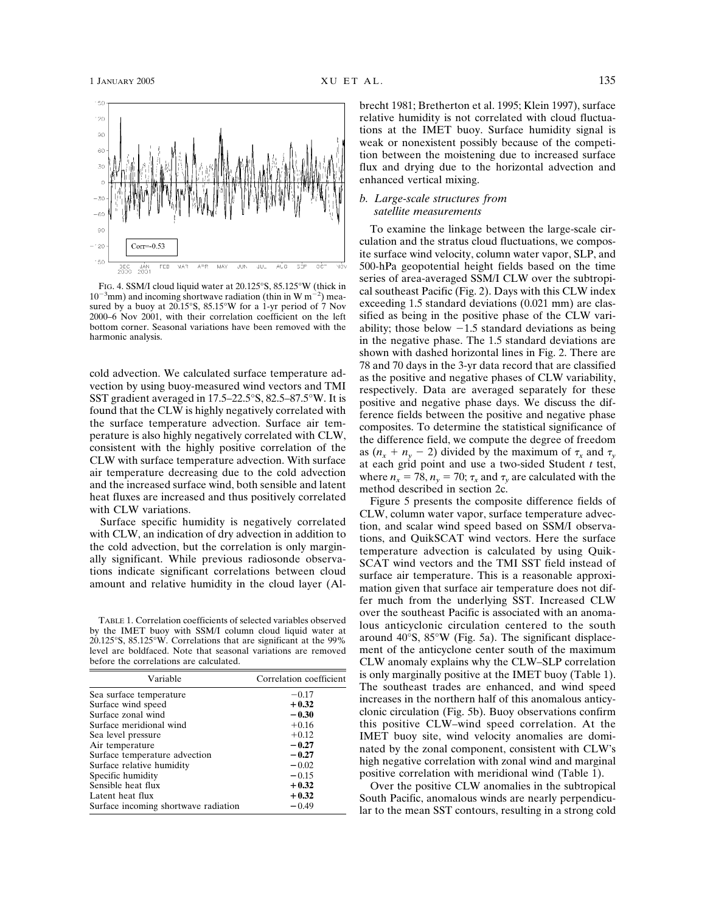FIG. 4. SSM/I cloud liquid water at 20.125°S, 85.125°W (thick in $10^{-3}$mm) and incoming shortwave radiation (thin in W m$^{-2}$) measured by a buoy at 20.15°S, 85.15°W for a 1-yr period of 7 Nov 2000–6 Nov 2001, with their correlation coefficient on the left bottom corner. Seasonal variations have been removed with the harmonic analysis.

cold advection. We calculated surface temperature advection by using buoy-measured wind vectors and TMI SST gradient averaged in 17.5–22.5°S, 82.5–87.5°W. It is found that the CLW is highly negatively correlated with the surface temperature advection. Surface air temperature is also highly negatively correlated with CLW, consistent with the highly positive correlation of the CLW with surface temperature advection. With surface air temperature decreasing due to the cold advection and the increased surface wind, both sensible and latent heat fluxes are increased and thus positively correlated with CLW variations.

Surface specific humidity is negatively correlated with CLW, an indication of dry advection in addition to the cold advection, but the correlation is only marginally significant. While previous radiosonde observations indicate significant correlations between cloud amount and relative humidity in the cloud layer (Albrecht 1981; Bretherton et al. 1995; Klein 1997), surface relative humidity is not correlated with cloud fluctuations at the IMET buoy. Surface humidity signal is weak or nonexistent possibly because of the competition between the moistening due to increased surface flux and drying due to the horizontal advection and enhanced vertical mixing.

TABLE 1. Correlation coefficients of selected variables observed by the IMET buoy with SSM/I column cloud liquid water at 20.125°S, 85.125°W. Correlations that are significant at the 99% level are boldfaced. Note that seasonal variations are removed before the correlations are calculated.

| Variable | Correlation coefficient |
|---|---|
| Sea surface temperature | −0.17 |
| Surface wind speed | **+0.32** |
| Surface zonal wind | **−0.30** |
| Surface meridional wind | +0.16 |
| Sea level pressure | +0.12 |
| Air temperature | **−0.27** |
| Surface temperature advection | **−0.27** |
| Surface relative humidity | −0.02 |
| Specific humidity | −0.15 |
| Sensible heat flux | **+0.32** |
| Latent heat flux | **+0.32** |
| Surface incoming shortwave radiation | −0.49 |

### b. Large-scale structures from satellite measurements

To examine the linkage between the large-scale circulation and the stratus cloud fluctuations, we composite surface wind velocity, column water vapor, SLP, and 500-hPa geopotential height fields based on the time series of area-averaged SSM/I CLW over the subtropical southeast Pacific (Fig. 2). Days with this CLW index exceeding 1.5 standard deviations (0.021 mm) are classified as being in the positive phase of the CLW variability; those below −1.5 standard deviations as being in the negative phase. The 1.5 standard deviations are shown with dashed horizontal lines in Fig. 2. There are 78 and 70 days in the 3-yr data record that are classified as the positive and negative phases of CLW variability, respectively. Data are averaged separately for these positive and negative phase days. We discuss the difference fields between the positive and negative phase composites. To determine the statistical significance of the difference field, we compute the degree of freedom as $(n_x + n_y - 2)$ divided by the maximum of $\tau_x$ and $\tau_y$ at each grid point and use a two-sided Student $t$ test, where $n_x = 78$, $n_y = 70$; $\tau_x$ and $\tau_y$ are calculated with the method described in section 2c.

Figure 5 presents the composite difference fields of CLW, column water vapor, surface temperature advection, and scalar wind speed based on SSM/I observations, and QuikSCAT wind vectors. Here the surface temperature advection is calculated by using QuikSCAT wind vectors and the TMI SST field instead of surface air temperature. This is a reasonable approximation given that surface air temperature does not differ much from the underlying SST. Increased CLW over the southeast Pacific is associated with an anomalous anticyclonic circulation centered to the south around 40°S, 85°W (Fig. 5a). The significant displacement of the anticyclone center south of the maximum CLW anomaly explains why the CLW–SLP correlation is only marginally positive at the IMET buoy (Table 1). The southeast trades are enhanced, and wind speed increases in the northern half of this anomalous anticyclonic circulation (Fig. 5b). Buoy observations confirm this positive CLW–wind speed correlation. At the IMET buoy site, wind velocity anomalies are dominated by the zonal component, consistent with CLW's high negative correlation with zonal wind and marginal positive correlation with meridional wind (Table 1).

Over the positive CLW anomalies in the subtropical South Pacific, anomalous winds are nearly perpendicular to the mean SST contours, resulting in a strong cold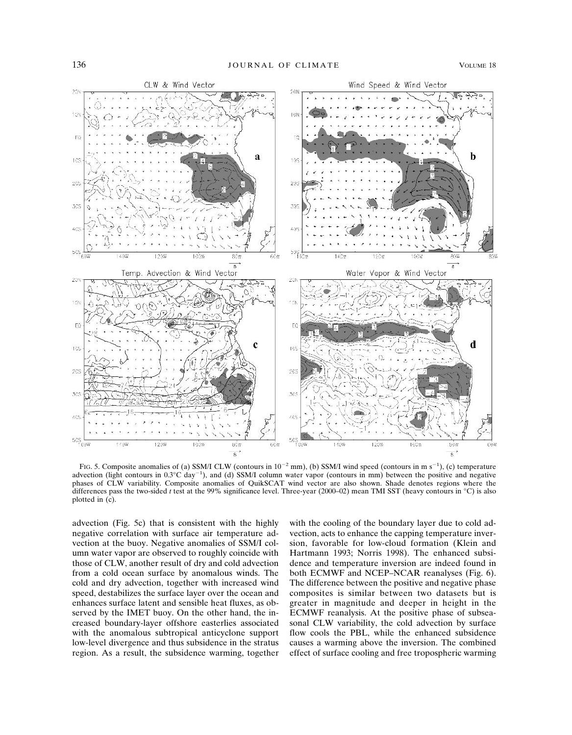FIG. 5. Composite anomalies of (a) SSM/I CLW (contours in $10^{-2}$ mm), (b) SSM/I wind speed (contours in m s$^{-1}$), (c) temperature advection (light contours in 0.3°C day$^{-1}$), and (d) SSM/I column water vapor (contours in mm) between the positive and negative phases of CLW variability. Composite anomalies of QuikSCAT wind vector are also shown. Shade denotes regions where the differences pass the two-sided *t* test at the 99% significance level. Three-year (2000–02) mean TMI SST (heavy contours in °C) is also plotted in (c).

advection (Fig. 5c) that is consistent with the highly negative correlation with surface air temperature advection at the buoy. Negative anomalies of SSM/I column water vapor are observed to roughly coincide with those of CLW, another result of dry and cold advection from a cold ocean surface by anomalous winds. The cold and dry advection, together with increased wind speed, destabilizes the surface layer over the ocean and enhances surface latent and sensible heat fluxes, as observed by the IMET buoy. On the other hand, the increased boundary-layer offshore easterlies associated with the anomalous subtropical anticyclone support low-level divergence and thus subsidence in the stratus region. As a result, the subsidence warming, together with the cooling of the boundary layer due to cold advection, acts to enhance the capping temperature inversion, favorable for low-cloud formation (Klein and Hartmann 1993; Norris 1998). The enhanced subsidence and temperature inversion are indeed found in both ECMWF and NCEP–NCAR reanalyses (Fig. 6). The difference between the positive and negative phase composites is similar between two datasets but is greater in magnitude and deeper in height in the ECMWF reanalysis. At the positive phase of subseasonal CLW variability, the cold advection by surface flow cools the PBL, while the enhanced subsidence causes a warming above the inversion. The combined effect of surface cooling and free tropospheric warming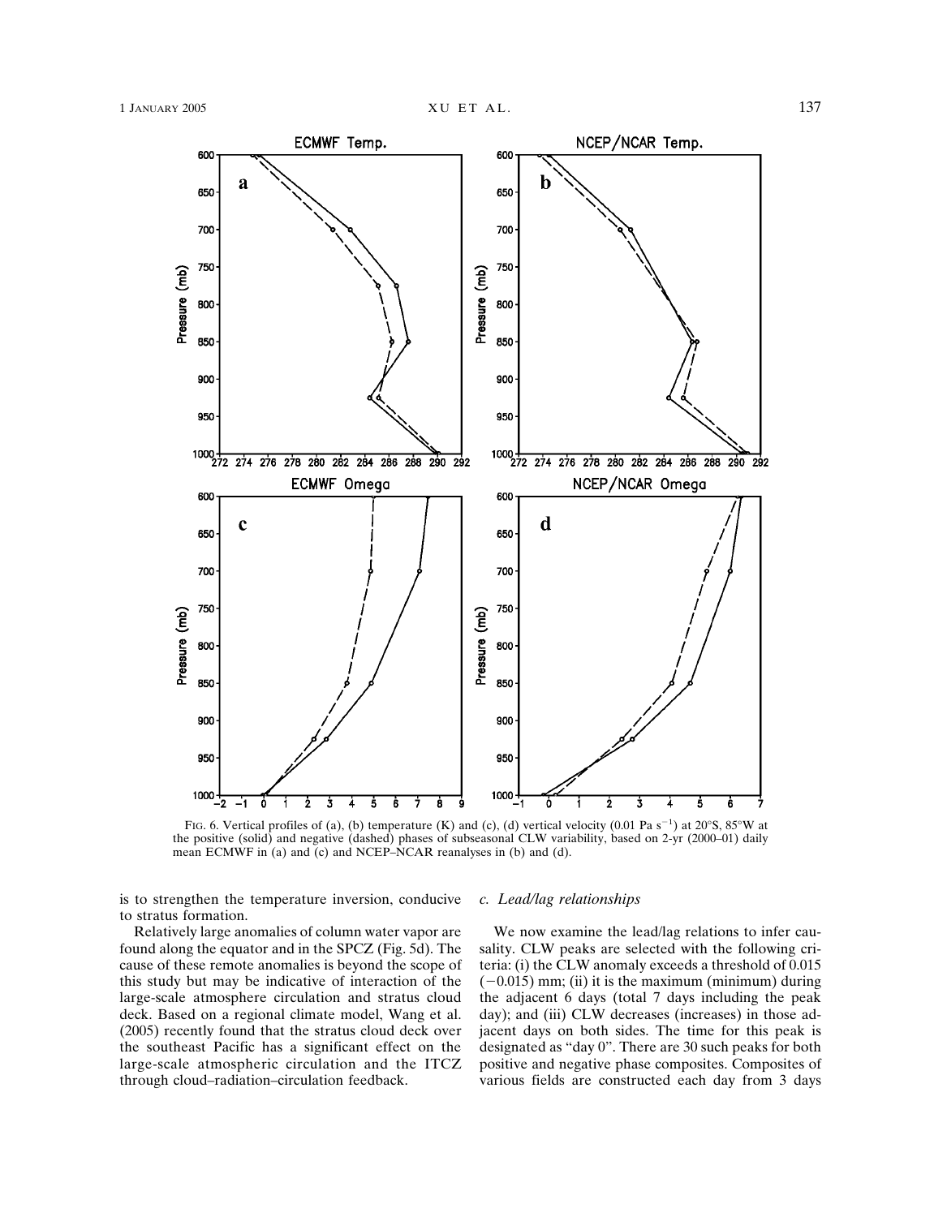FIG. 6. Vertical profiles of (a), (b) temperature (K) and (c), (d) vertical velocity (0.01 Pa s$^{-1}$) at 20°S, 85°W at the positive (solid) and negative (dashed) phases of subseasonal CLW variability, based on 2-yr (2000–01) daily mean ECMWF in (a) and (c) and NCEP–NCAR reanalyses in (b) and (d).

is to strengthen the temperature inversion, conducive to stratus formation.

Relatively large anomalies of column water vapor are found along the equator and in the SPCZ (Fig. 5d). The cause of these remote anomalies is beyond the scope of this study but may be indicative of interaction of the large-scale atmosphere circulation and stratus cloud deck. Based on a regional climate model, Wang et al. (2005) recently found that the stratus cloud deck over the southeast Pacific has a significant effect on the large-scale atmospheric circulation and the ITCZ through cloud–radiation–circulation feedback.

### *c. Lead/lag relationships*

We now examine the lead/lag relations to infer causality. CLW peaks are selected with the following criteria: (i) the CLW anomaly exceeds a threshold of 0.015 (−0.015) mm; (ii) it is the maximum (minimum) during the adjacent 6 days (total 7 days including the peak day); and (iii) CLW decreases (increases) in those adjacent days on both sides. The time for this peak is designated as "day 0". There are 30 such peaks for both positive and negative phase composites. Composites of various fields are constructed each day from 3 days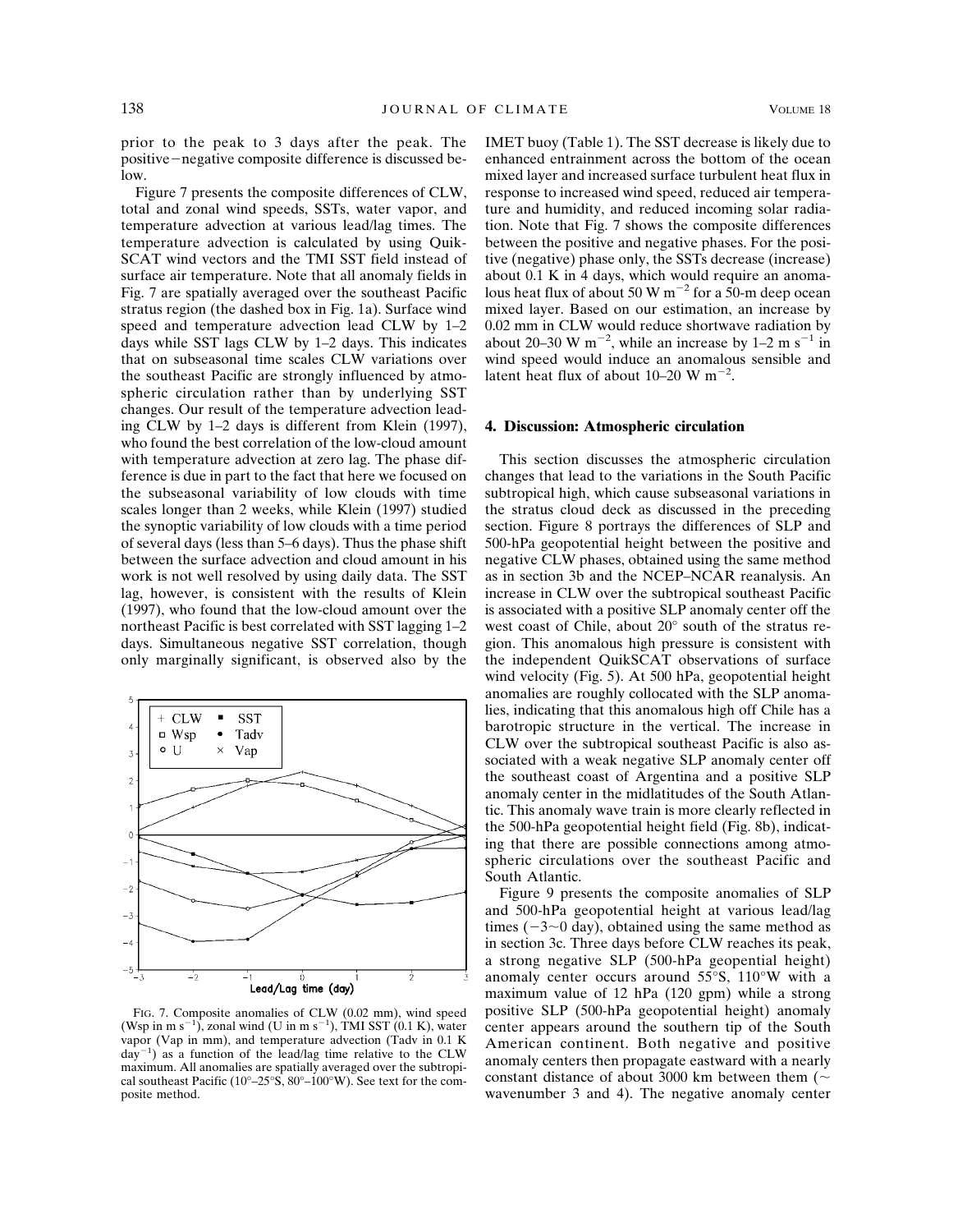prior to the peak to 3 days after the peak. The positive−negative composite difference is discussed below.

Figure 7 presents the composite differences of CLW, total and zonal wind speeds, SSTs, water vapor, and temperature advection at various lead/lag times. The temperature advection is calculated by using QuikSCAT wind vectors and the TMI SST field instead of surface air temperature. Note that all anomaly fields in Fig. 7 are spatially averaged over the southeast Pacific stratus region (the dashed box in Fig. 1a). Surface wind speed and temperature advection lead CLW by 1–2 days while SST lags CLW by 1–2 days. This indicates that on subseasonal time scales CLW variations over the southeast Pacific are strongly influenced by atmospheric circulation rather than by underlying SST changes. Our result of the temperature advection leading CLW by 1–2 days is different from Klein (1997), who found the best correlation of the low-cloud amount with temperature advection at zero lag. The phase difference is due in part to the fact that here we focused on the subseasonal variability of low clouds with time scales longer than 2 weeks, while Klein (1997) studied the synoptic variability of low clouds with a time period of several days (less than 5–6 days). Thus the phase shift between the surface advection and cloud amount in his work is not well resolved by using daily data. The SST lag, however, is consistent with the results of Klein (1997), who found that the low-cloud amount over the northeast Pacific is best correlated with SST lagging 1–2 days. Simultaneous negative SST correlation, though only marginally significant, is observed also by the IMET buoy (Table 1). The SST decrease is likely due to enhanced entrainment across the bottom of the ocean mixed layer and increased surface turbulent heat flux in response to increased wind speed, reduced air temperature and humidity, and reduced incoming solar radiation. Note that Fig. 7 shows the composite differences between the positive and negative phases. For the positive (negative) phase only, the SSTs decrease (increase) about 0.1 K in 4 days, which would require an anomalous heat flux of about 50 W $m^{-2}$ for a 50-m deep ocean mixed layer. Based on our estimation, an increase by 0.02 mm in CLW would reduce shortwave radiation by about 20–30 W $m^{-2}$, while an increase by 1–2 m $s^{-1}$ in wind speed would induce an anomalous sensible and latent heat flux of about 10–20 W $m^{-2}$.

FIG. 7. Composite anomalies of CLW (0.02 mm), wind speed (Wsp in m $s^{-1}$), zonal wind (U in m $s^{-1}$), TMI SST (0.1 K), water vapor (Vap in mm), and temperature advection (Tadv in 0.1 K $day^{-1}$) as a function of the lead/lag time relative to the CLW maximum. All anomalies are spatially averaged over the subtropical southeast Pacific (10°–25°S, 80°–100°W). See text for the composite method.

## 4. Discussion: Atmospheric circulation

This section discusses the atmospheric circulation changes that lead to the variations in the South Pacific subtropical high, which cause subseasonal variations in the stratus cloud deck as discussed in the preceding section. Figure 8 portrays the differences of SLP and 500-hPa geopotential height between the positive and negative CLW phases, obtained using the same method as in section 3b and the NCEP–NCAR reanalysis. An increase in CLW over the subtropical southeast Pacific is associated with a positive SLP anomaly center off the west coast of Chile, about 20° south of the stratus region. This anomalous high pressure is consistent with the independent QuikSCAT observations of surface wind velocity (Fig. 5). At 500 hPa, geopotential height anomalies are roughly collocated with the SLP anomalies, indicating that this anomalous high off Chile has a barotropic structure in the vertical. The increase in CLW over the subtropical southeast Pacific is also associated with a weak negative SLP anomaly center off the southeast coast of Argentina and a positive SLP anomaly center in the midlatitudes of the South Atlantic. This anomaly wave train is more clearly reflected in the 500-hPa geopotential height field (Fig. 8b), indicating that there are possible connections among atmospheric circulations over the southeast Pacific and South Atlantic.

Figure 9 presents the composite anomalies of SLP and 500-hPa geopotential height at various lead/lag times (−3∼0 day), obtained using the same method as in section 3c. Three days before CLW reaches its peak, a strong negative SLP (500-hPa geopential height) anomaly center occurs around 55°S, 110°W with a maximum value of 12 hPa (120 gpm) while a strong positive SLP (500-hPa geopotential height) anomaly center appears around the southern tip of the South American continent. Both negative and positive anomaly centers then propagate eastward with a nearly constant distance of about 3000 km between them (∼ wavenumber 3 and 4). The negative anomaly center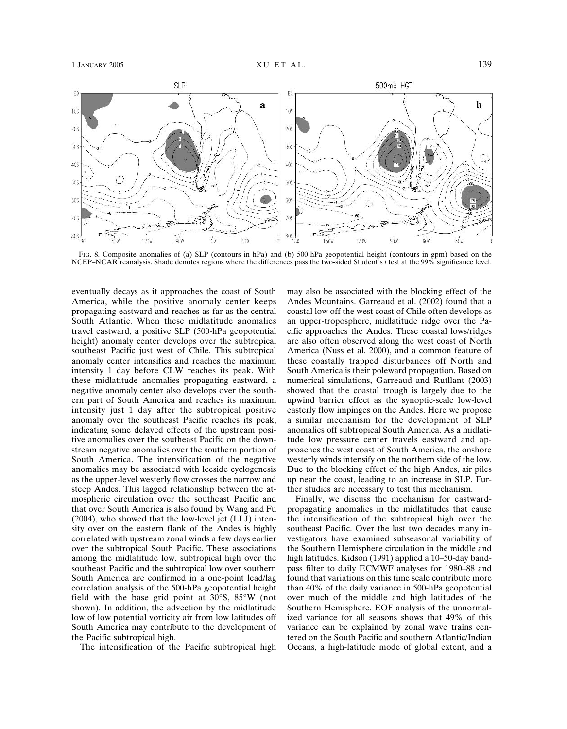FIG. 8. Composite anomalies of (a) SLP (contours in hPa) and (b) 500-hPa geopotential height (contours in gpm) based on the NCEP–NCAR reanalysis. Shade denotes regions where the differences pass the two-sided Student's *t* test at the 99% significance level.

eventually decays as it approaches the coast of South America, while the positive anomaly center keeps propagating eastward and reaches as far as the central South Atlantic. When these midlatitude anomalies travel eastward, a positive SLP (500-hPa geopotential height) anomaly center develops over the subtropical southeast Pacific just west of Chile. This subtropical anomaly center intensifies and reaches the maximum intensity 1 day before CLW reaches its peak. With these midlatitude anomalies propagating eastward, a negative anomaly center also develops over the southern part of South America and reaches its maximum intensity just 1 day after the subtropical positive anomaly over the southeast Pacific reaches its peak, indicating some delayed effects of the upstream positive anomalies over the southeast Pacific on the downstream negative anomalies over the southern portion of South America. The intensification of the negative anomalies may be associated with leeside cyclogenesis as the upper-level westerly flow crosses the narrow and steep Andes. This lagged relationship between the atmospheric circulation over the southeast Pacific and that over South America is also found by Wang and Fu (2004), who showed that the low-level jet (LLJ) intensity over on the eastern flank of the Andes is highly correlated with upstream zonal winds a few days earlier over the subtropical South Pacific. These associations among the midlatitude low, subtropical high over the southeast Pacific and the subtropical low over southern South America are confirmed in a one-point lead/lag correlation analysis of the 500-hPa geopotential height field with the base grid point at 30°S, 85°W (not shown). In addition, the advection by the midlatitude low of low potential vorticity air from low latitudes off South America may contribute to the development of the Pacific subtropical high.

The intensification of the Pacific subtropical high may also be associated with the blocking effect of the Andes Mountains. Garreaud et al. (2002) found that a coastal low off the west coast of Chile often develops as an upper-troposphere, midlatitude ridge over the Pacific approaches the Andes. These coastal lows/ridges are also often observed along the west coast of North America (Nuss et al. 2000), and a common feature of these coastally trapped disturbances off North and South America is their poleward propagation. Based on numerical simulations, Garreaud and Rutllant (2003) showed that the coastal trough is largely due to the upwind barrier effect as the synoptic-scale low-level easterly flow impinges on the Andes. Here we propose a similar mechanism for the development of SLP anomalies off subtropical South America. As a midlatitude low pressure center travels eastward and approaches the west coast of South America, the onshore westerly winds intensify on the northern side of the low. Due to the blocking effect of the high Andes, air piles up near the coast, leading to an increase in SLP. Further studies are necessary to test this mechanism.

Finally, we discuss the mechanism for eastward-propagating anomalies in the midlatitudes that cause the intensification of the subtropical high over the southeast Pacific. Over the last two decades many investigators have examined subseasonal variability of the Southern Hemisphere circulation in the middle and high latitudes. Kidson (1991) applied a 10–50-day bandpass filter to daily ECMWF analyses for 1980–88 and found that variations on this time scale contribute more than 40% of the daily variance in 500-hPa geopotential over much of the middle and high latitudes of the Southern Hemisphere. EOF analysis of the unnormalized variance for all seasons shows that 49% of this variance can be explained by zonal wave trains centered on the South Pacific and southern Atlantic/Indian Oceans, a high-latitude mode of global extent, and a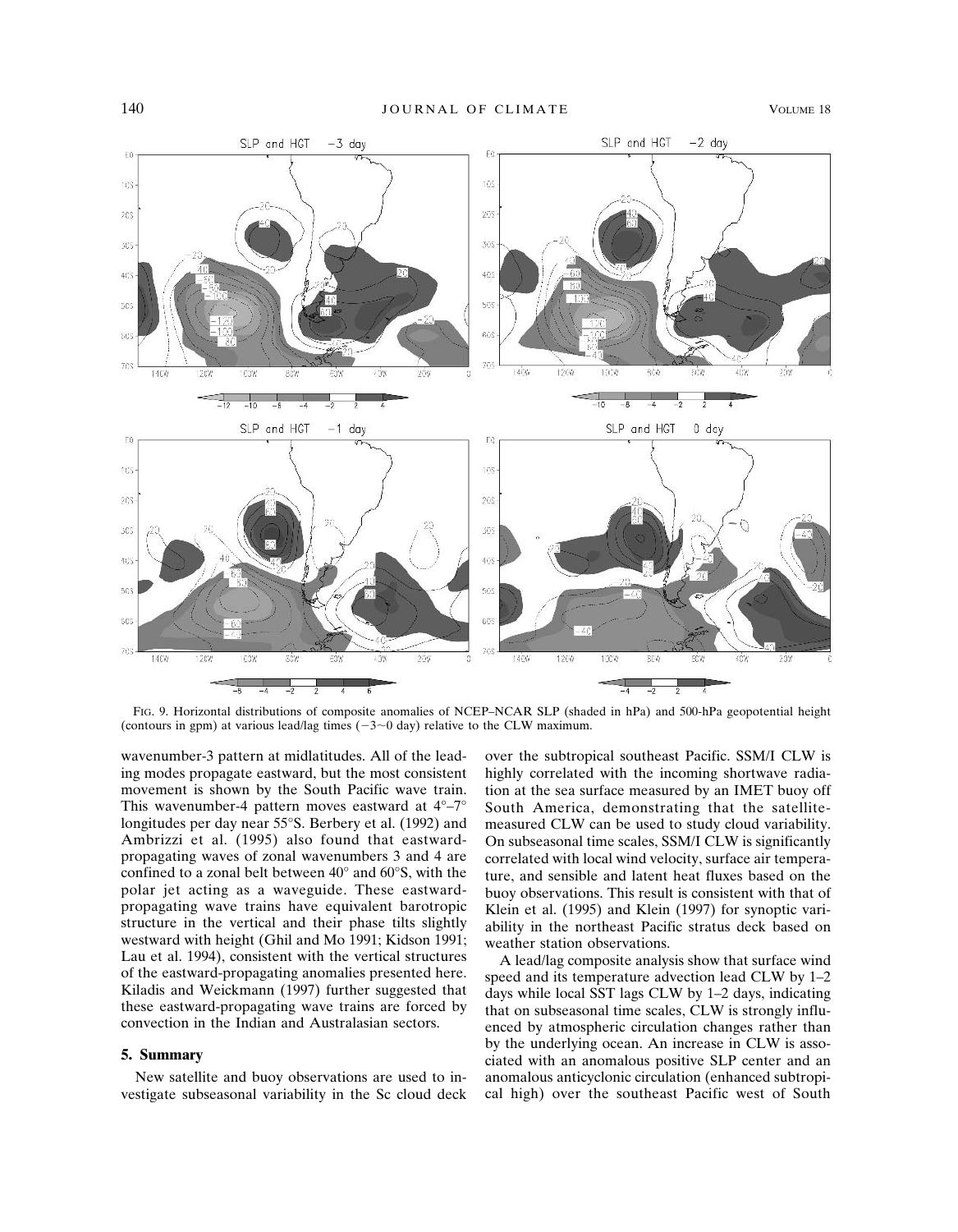FIG. 9. Horizontal distributions of composite anomalies of NCEP–NCAR SLP (shaded in hPa) and 500-hPa geopotential height (contours in gpm) at various lead/lag times (−3∼0 day) relative to the CLW maximum.

wavenumber-3 pattern at midlatitudes. All of the leading modes propagate eastward, but the most consistent movement is shown by the South Pacific wave train. This wavenumber-4 pattern moves eastward at 4°–7° longitudes per day near 55°S. Berbery et al. (1992) and Ambrizzi et al. (1995) also found that eastward-propagating waves of zonal wavenumbers 3 and 4 are confined to a zonal belt between 40° and 60°S, with the polar jet acting as a waveguide. These eastward-propagating wave trains have equivalent barotropic structure in the vertical and their phase tilts slightly westward with height (Ghil and Mo 1991; Kidson 1991; Lau et al. 1994), consistent with the vertical structures of the eastward-propagating anomalies presented here. Kiladis and Weickmann (1997) further suggested that these eastward-propagating wave trains are forced by convection in the Indian and Australasian sectors.

## 5. Summary

New satellite and buoy observations are used to investigate subseasonal variability in the Sc cloud deck over the subtropical southeast Pacific. SSM/I CLW is highly correlated with the incoming shortwave radiation at the sea surface measured by an IMET buoy off South America, demonstrating that the satellite-measured CLW can be used to study cloud variability. On subseasonal time scales, SSM/I CLW is significantly correlated with local wind velocity, surface air temperature, and sensible and latent heat fluxes based on the buoy observations. This result is consistent with that of Klein et al. (1995) and Klein (1997) for synoptic variability in the northeast Pacific stratus deck based on weather station observations.

A lead/lag composite analysis show that surface wind speed and its temperature advection lead CLW by 1–2 days while local SST lags CLW by 1–2 days, indicating that on subseasonal time scales, CLW is strongly influenced by atmospheric circulation changes rather than by the underlying ocean. An increase in CLW is associated with an anomalous positive SLP center and an anomalous anticyclonic circulation (enhanced subtropical high) over the southeast Pacific west of South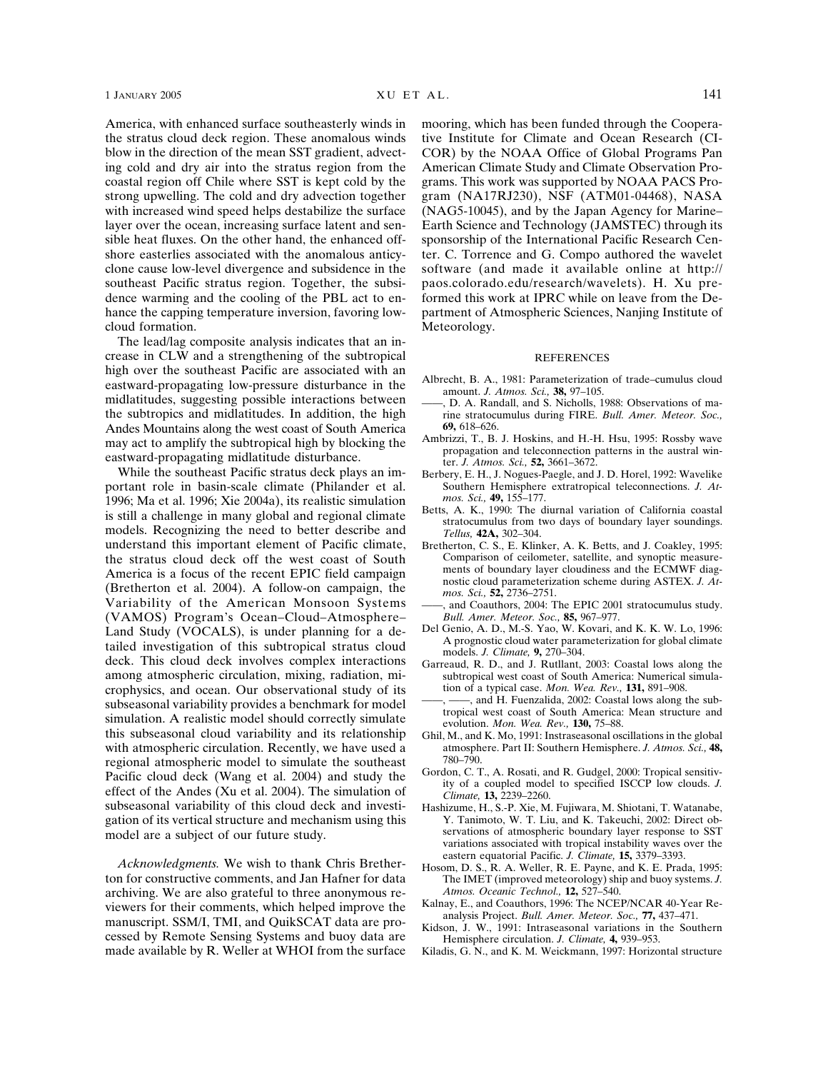America, with enhanced surface southeasterly winds in the stratus cloud deck region. These anomalous winds blow in the direction of the mean SST gradient, advecting cold and dry air into the stratus region from the coastal region off Chile where SST is kept cold by the strong upwelling. The cold and dry advection together with increased wind speed helps destabilize the surface layer over the ocean, increasing surface latent and sensible heat fluxes. On the other hand, the enhanced offshore easterlies associated with the anomalous anticyclone cause low-level divergence and subsidence in the southeast Pacific stratus region. Together, the subsidence warming and the cooling of the PBL act to enhance the capping temperature inversion, favoring low-cloud formation.

The lead/lag composite analysis indicates that an increase in CLW and a strengthening of the subtropical high over the southeast Pacific are associated with an eastward-propagating low-pressure disturbance in the midlatitudes, suggesting possible interactions between the subtropics and midlatitudes. In addition, the high Andes Mountains along the west coast of South America may act to amplify the subtropical high by blocking the eastward-propagating midlatitude disturbance.

While the southeast Pacific stratus deck plays an important role in basin-scale climate (Philander et al. 1996; Ma et al. 1996; Xie 2004a), its realistic simulation is still a challenge in many global and regional climate models. Recognizing the need to better describe and understand this important element of Pacific climate, the stratus cloud deck off the west coast of South America is a focus of the recent EPIC field campaign (Bretherton et al. 2004). A follow-on campaign, the Variability of the American Monsoon Systems (VAMOS) Program's Ocean–Cloud–Atmosphere–Land Study (VOCALS), is under planning for a detailed investigation of this subtropical stratus cloud deck. This cloud deck involves complex interactions among atmospheric circulation, mixing, radiation, microphysics, and ocean. Our observational study of its subseasonal variability provides a benchmark for model simulation. A realistic model should correctly simulate this subseasonal cloud variability and its relationship with atmospheric circulation. Recently, we have used a regional atmospheric model to simulate the southeast Pacific cloud deck (Wang et al. 2004) and study the effect of the Andes (Xu et al. 2004). The simulation of subseasonal variability of this cloud deck and investigation of its vertical structure and mechanism using this model are a subject of our future study.

*Acknowledgments.* We wish to thank Chris Bretherton for constructive comments, and Jan Hafner for data archiving. We are also grateful to three anonymous reviewers for their comments, which helped improve the manuscript. SSM/I, TMI, and QuikSCAT data are processed by Remote Sensing Systems and buoy data are made available by R. Weller at WHOI from the surface mooring, which has been funded through the Cooperative Institute for Climate and Ocean Research (CICOR) by the NOAA Office of Global Programs Pan American Climate Study and Climate Observation Programs. This work was supported by NOAA PACS Program (NA17RJ230), NSF (ATM01-04468), NASA (NAG5-10045), and by the Japan Agency for Marine–Earth Science and Technology (JAMSTEC) through its sponsorship of the International Pacific Research Center. C. Torrence and G. Compo authored the wavelet software (and made it available online at http://paos.colorado.edu/research/wavelets). H. Xu preformed this work at IPRC while on leave from the Department of Atmospheric Sciences, Nanjing Institute of Meteorology.

## REFERENCES

Albrecht, B. A., 1981: Parameterization of trade–cumulus cloud amount. *J. Atmos. Sci.,* **38,** 97–105.

——, D. A. Randall, and S. Nicholls, 1988: Observations of marine stratocumulus during FIRE. *Bull. Amer. Meteor. Soc.,* **69,** 618–626.

Ambrizzi, T., B. J. Hoskins, and H.-H. Hsu, 1995: Rossby wave propagation and teleconnection patterns in the austral winter. *J. Atmos. Sci.,* **52,** 3661–3672.

Berbery, E. H., J. Nogues-Paegle, and J. D. Horel, 1992: Wavelike Southern Hemisphere extratropical teleconnections. *J. Atmos. Sci.,* **49,** 155–177.

Betts, A. K., 1990: The diurnal variation of California coastal stratocumulus from two days of boundary layer soundings. *Tellus,* **42A,** 302–304.

Bretherton, C. S., E. Klinker, A. K. Betts, and J. Coakley, 1995: Comparison of ceilometer, satellite, and synoptic measurements of boundary layer cloudiness and the ECMWF diagnostic cloud parameterization scheme during ASTEX. *J. Atmos. Sci.,* **52,** 2736–2751.

——, and Coauthors, 2004: The EPIC 2001 stratocumulus study. *Bull. Amer. Meteor. Soc.,* **85,** 967–977.

Del Genio, A. D., M.-S. Yao, W. Kovari, and K. K. W. Lo, 1996: A prognostic cloud water parameterization for global climate models. *J. Climate,* **9,** 270–304.

Garreaud, R. D., and J. Rutllant, 2003: Coastal lows along the subtropical west coast of South America: Numerical simulation of a typical case. *Mon. Wea. Rev.,* **131,** 891–908.

——, ——, and H. Fuenzalida, 2002: Coastal lows along the subtropical west coast of South America: Mean structure and evolution. *Mon. Wea. Rev.,* **130,** 75–88.

Ghil, M., and K. Mo, 1991: Instraseasonal oscillations in the global atmosphere. Part II: Southern Hemisphere. *J. Atmos. Sci.,* **48,** 780–790.

Gordon, C. T., A. Rosati, and R. Gudgel, 2000: Tropical sensitivity of a coupled model to specified ISCCP low clouds. *J. Climate,* **13,** 2239–2260.

Hashizume, H., S.-P. Xie, M. Fujiwara, M. Shiotani, T. Watanabe, Y. Tanimoto, W. T. Liu, and K. Takeuchi, 2002: Direct observations of atmospheric boundary layer response to SST variations associated with tropical instability waves over the eastern equatorial Pacific. *J. Climate,* **15,** 3379–3393.

Hosom, D. S., R. A. Weller, R. E. Payne, and K. E. Prada, 1995: The IMET (improved meteorology) ship and buoy systems. *J. Atmos. Oceanic Technol.,* **12,** 527–540.

Kalnay, E., and Coauthors, 1996: The NCEP/NCAR 40-Year Reanalysis Project. *Bull. Amer. Meteor. Soc.,* **77,** 437–471.

Kidson, J. W., 1991: Intraseasonal variations in the Southern Hemisphere circulation. *J. Climate,* **4,** 939–953.

Kiladis, G. N., and K. M. Weickmann, 1997: Horizontal structure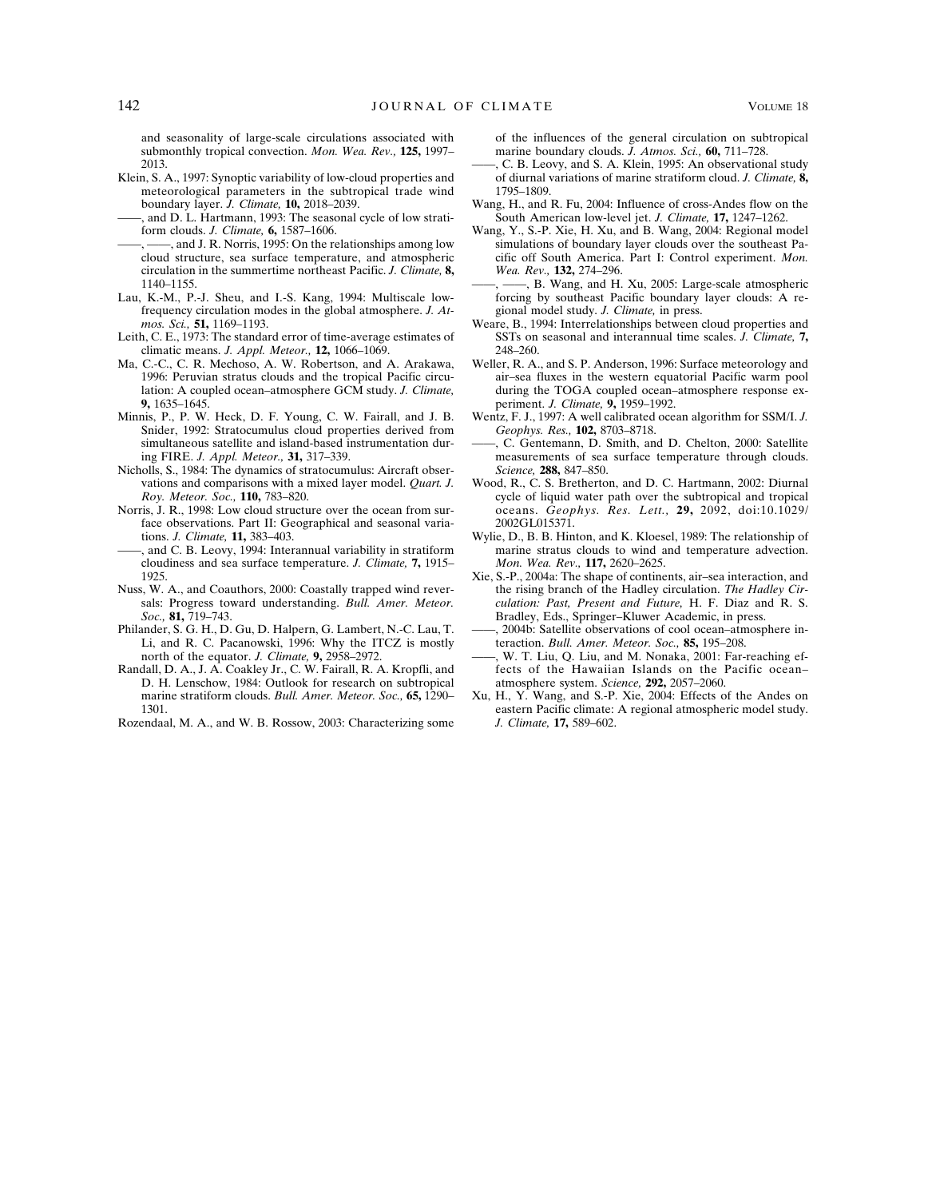and seasonality of large-scale circulations associated with submonthly tropical convection. *Mon. Wea. Rev.,* **125,** 1997–2013.

Klein, S. A., 1997: Synoptic variability of low-cloud properties and meteorological parameters in the subtropical trade wind boundary layer. *J. Climate,* **10,** 2018–2039.

——, and D. L. Hartmann, 1993: The seasonal cycle of low stratiform clouds. *J. Climate,* **6,** 1587–1606.

——, ——, and J. R. Norris, 1995: On the relationships among low cloud structure, sea surface temperature, and atmospheric circulation in the summertime northeast Pacific. *J. Climate,* **8,** 1140–1155.

Lau, K.-M., P.-J. Sheu, and I.-S. Kang, 1994: Multiscale low-frequency circulation modes in the global atmosphere. *J. Atmos. Sci.,* **51,** 1169–1193.

Leith, C. E., 1973: The standard error of time-average estimates of climatic means. *J. Appl. Meteor.,* **12,** 1066–1069.

Ma, C.-C., C. R. Mechoso, A. W. Robertson, and A. Arakawa, 1996: Peruvian stratus clouds and the tropical Pacific circulation: A coupled ocean–atmosphere GCM study. *J. Climate,* **9,** 1635–1645.

Minnis, P., P. W. Heck, D. F. Young, C. W. Fairall, and J. B. Snider, 1992: Stratocumulus cloud properties derived from simultaneous satellite and island-based instrumentation during FIRE. *J. Appl. Meteor.,* **31,** 317–339.

Nicholls, S., 1984: The dynamics of stratocumulus: Aircraft observations and comparisons with a mixed layer model. *Quart. J. Roy. Meteor. Soc.,* **110,** 783–820.

Norris, J. R., 1998: Low cloud structure over the ocean from surface observations. Part II: Geographical and seasonal variations. *J. Climate,* **11,** 383–403.

——, and C. B. Leovy, 1994: Interannual variability in stratiform cloudiness and sea surface temperature. *J. Climate,* **7,** 1915–1925.

Nuss, W. A., and Coauthors, 2000: Coastally trapped wind reversals: Progress toward understanding. *Bull. Amer. Meteor. Soc.,* **81,** 719–743.

Philander, S. G. H., D. Gu, D. Halpern, G. Lambert, N.-C. Lau, T. Li, and R. C. Pacanowski, 1996: Why the ITCZ is mostly north of the equator. *J. Climate,* **9,** 2958–2972.

Randall, D. A., J. A. Coakley Jr., C. W. Fairall, R. A. Kropfli, and D. H. Lenschow, 1984: Outlook for research on subtropical marine stratiform clouds. *Bull. Amer. Meteor. Soc.,* **65,** 1290–1301.

Rozendaal, M. A., and W. B. Rossow, 2003: Characterizing some of the influences of the general circulation on subtropical marine boundary clouds. *J. Atmos. Sci.,* **60,** 711–728.

——, C. B. Leovy, and S. A. Klein, 1995: An observational study of diurnal variations of marine stratiform cloud. *J. Climate,* **8,** 1795–1809.

Wang, H., and R. Fu, 2004: Influence of cross-Andes flow on the South American low-level jet. *J. Climate,* **17,** 1247–1262.

Wang, Y., S.-P. Xie, H. Xu, and B. Wang, 2004: Regional model simulations of boundary layer clouds over the southeast Pacific off South America. Part I: Control experiment. *Mon. Wea. Rev.,* **132,** 274–296.

——, ——, B. Wang, and H. Xu, 2005: Large-scale atmospheric forcing by southeast Pacific boundary layer clouds: A regional model study. *J. Climate,* in press.

Weare, B., 1994: Interrelationships between cloud properties and SSTs on seasonal and interannual time scales. *J. Climate,* **7,** 248–260.

Weller, R. A., and S. P. Anderson, 1996: Surface meteorology and air–sea fluxes in the western equatorial Pacific warm pool during the TOGA coupled ocean–atmosphere response experiment. *J. Climate,* **9,** 1959–1992.

Wentz, F. J., 1997: A well calibrated ocean algorithm for SSM/I. *J. Geophys. Res.,* **102,** 8703–8718.

——, C. Gentemann, D. Smith, and D. Chelton, 2000: Satellite measurements of sea surface temperature through clouds. *Science,* **288,** 847–850.

Wood, R., C. S. Bretherton, and D. C. Hartmann, 2002: Diurnal cycle of liquid water path over the subtropical and tropical oceans. *Geophys. Res. Lett.,* **29,** 2092, doi:10.1029/2002GL015371.

Wylie, D., B. B. Hinton, and K. Kloesel, 1989: The relationship of marine stratus clouds to wind and temperature advection. *Mon. Wea. Rev.,* **117,** 2620–2625.

Xie, S.-P., 2004a: The shape of continents, air–sea interaction, and the rising branch of the Hadley circulation. *The Hadley Circulation: Past, Present and Future,* H. F. Diaz and R. S. Bradley, Eds., Springer–Kluwer Academic, in press.

——, 2004b: Satellite observations of cool ocean–atmosphere interaction. *Bull. Amer. Meteor. Soc.,* **85,** 195–208.

——, W. T. Liu, Q. Liu, and M. Nonaka, 2001: Far-reaching effects of the Hawaiian Islands on the Pacific ocean–atmosphere system. *Science,* **292,** 2057–2060.

Xu, H., Y. Wang, and S.-P. Xie, 2004: Effects of the Andes on eastern Pacific climate: A regional atmospheric model study. *J. Climate,* **17,** 589–602.